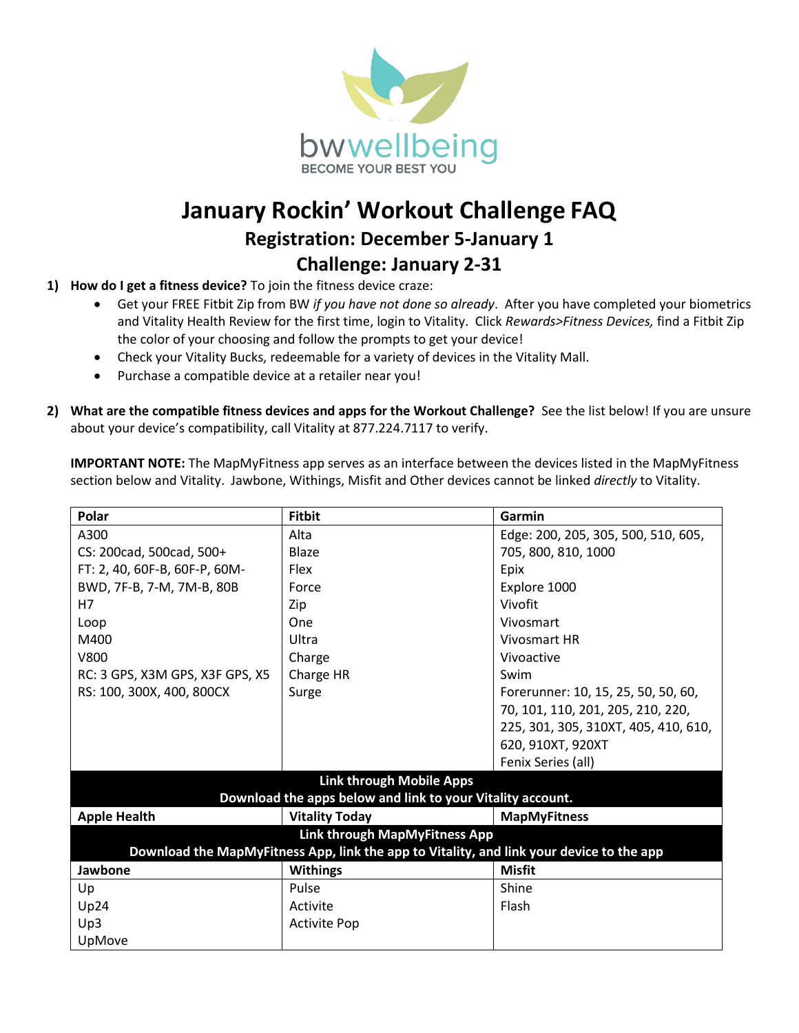bwwellbeing

BECOME YOUR BEST YOU

# January Rockin' Workout Challenge FAQ

## Registration: December 5-January 1

## Challenge: January 2-31

1) **How do I get a fitness device?** To join the fitness device craze:
   - Get your FREE Fitbit Zip from BW *if you have not done so already*. After you have completed your biometrics and Vitality Health Review for the first time, login to Vitality. Click *Rewards>Fitness Devices,* find a Fitbit Zip the color of your choosing and follow the prompts to get your device!
   - Check your Vitality Bucks, redeemable for a variety of devices in the Vitality Mall.
   - Purchase a compatible device at a retailer near you!

2) **What are the compatible fitness devices and apps for the Workout Challenge?** See the list below! If you are unsure about your device's compatibility, call Vitality at 877.224.7117 to verify.

   **IMPORTANT NOTE:** The MapMyFitness app serves as an interface between the devices listed in the MapMyFitness section below and Vitality. Jawbone, Withings, Misfit and Other devices cannot be linked *directly* to Vitality.

| **Polar** | **Fitbit** | **Garmin** |
|---|---|---|
| A300<br>CS: 200cad, 500cad, 500+<br>FT: 2, 40, 60F-B, 60F-P, 60M-BWD, 7F-B, 7-M, 7M-B, 80B<br>H7<br>Loop<br>M400<br>V800<br>RC: 3 GPS, X3M GPS, X3F GPS, X5<br>RS: 100, 300X, 400, 800CX | Alta<br>Blaze<br>Flex<br>Force<br>Zip<br>One<br>Ultra<br>Charge<br>Charge HR<br>Surge | Edge: 200, 205, 305, 500, 510, 605, 705, 800, 810, 1000<br>Epix<br>Explore 1000<br>Vivofit<br>Vivosmart<br>Vivosmart HR<br>Vivoactive<br>Swim<br>Forerunner: 10, 15, 25, 50, 50, 60, 70, 101, 110, 201, 205, 210, 220, 225, 301, 305, 310XT, 405, 410, 610, 620, 910XT, 920XT<br>Fenix Series (all) |
| **Link through Mobile Apps**<br>**Download the apps below and link to your Vitality account.** | | |
| **Apple Health** | **Vitality Today** | **MapMyFitness** |
| **Link through MapMyFitness App**<br>**Download the MapMyFitness App, link the app to Vitality, and link your device to the app** | | |
| **Jawbone** | **Withings** | **Misfit** |
| Up<br>Up24<br>Up3<br>UpMove | Pulse<br>Activite<br>Activite Pop | Shine<br>Flash |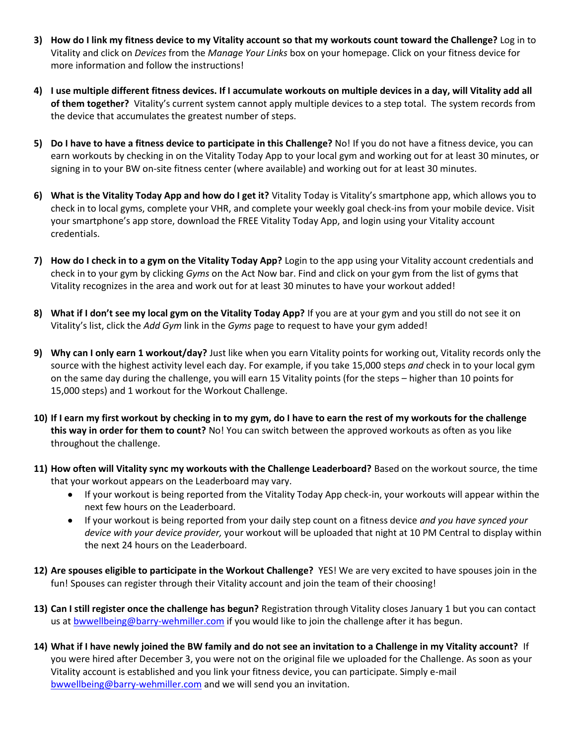3) **How do I link my fitness device to my Vitality account so that my workouts count toward the Challenge?** Log in to Vitality and click on *Devices* from the *Manage Your Links* box on your homepage. Click on your fitness device for more information and follow the instructions!

4) **I use multiple different fitness devices. If I accumulate workouts on multiple devices in a day, will Vitality add all of them together?** Vitality's current system cannot apply multiple devices to a step total. The system records from the device that accumulates the greatest number of steps.

5) **Do I have to have a fitness device to participate in this Challenge?** No! If you do not have a fitness device, you can earn workouts by checking in on the Vitality Today App to your local gym and working out for at least 30 minutes, or signing in to your BW on-site fitness center (where available) and working out for at least 30 minutes.

6) **What is the Vitality Today App and how do I get it?** Vitality Today is Vitality's smartphone app, which allows you to check in to local gyms, complete your VHR, and complete your weekly goal check-ins from your mobile device. Visit your smartphone's app store, download the FREE Vitality Today App, and login using your Vitality account credentials.

7) **How do I check in to a gym on the Vitality Today App?** Login to the app using your Vitality account credentials and check in to your gym by clicking *Gyms* on the Act Now bar. Find and click on your gym from the list of gyms that Vitality recognizes in the area and work out for at least 30 minutes to have your workout added!

8) **What if I don't see my local gym on the Vitality Today App?** If you are at your gym and you still do not see it on Vitality's list, click the *Add Gym* link in the *Gyms* page to request to have your gym added!

9) **Why can I only earn 1 workout/day?** Just like when you earn Vitality points for working out, Vitality records only the source with the highest activity level each day. For example, if you take 15,000 steps *and* check in to your local gym on the same day during the challenge, you will earn 15 Vitality points (for the steps – higher than 10 points for 15,000 steps) and 1 workout for the Workout Challenge.

10) **If I earn my first workout by checking in to my gym, do I have to earn the rest of my workouts for the challenge this way in order for them to count?** No! You can switch between the approved workouts as often as you like throughout the challenge.

11) **How often will Vitality sync my workouts with the Challenge Leaderboard?** Based on the workout source, the time that your workout appears on the Leaderboard may vary.
    - If your workout is being reported from the Vitality Today App check-in, your workouts will appear within the next few hours on the Leaderboard.
    - If your workout is being reported from your daily step count on a fitness device *and you have synced your device with your device provider,* your workout will be uploaded that night at 10 PM Central to display within the next 24 hours on the Leaderboard.

12) **Are spouses eligible to participate in the Workout Challenge?** YES! We are very excited to have spouses join in the fun! Spouses can register through their Vitality account and join the team of their choosing!

13) **Can I still register once the challenge has begun?** Registration through Vitality closes January 1 but you can contact us at bwwellbeing@barry-wehmiller.com if you would like to join the challenge after it has begun.

14) **What if I have newly joined the BW family and do not see an invitation to a Challenge in my Vitality account?** If you were hired after December 3, you were not on the original file we uploaded for the Challenge. As soon as your Vitality account is established and you link your fitness device, you can participate. Simply e-mail bwwellbeing@barry-wehmiller.com and we will send you an invitation.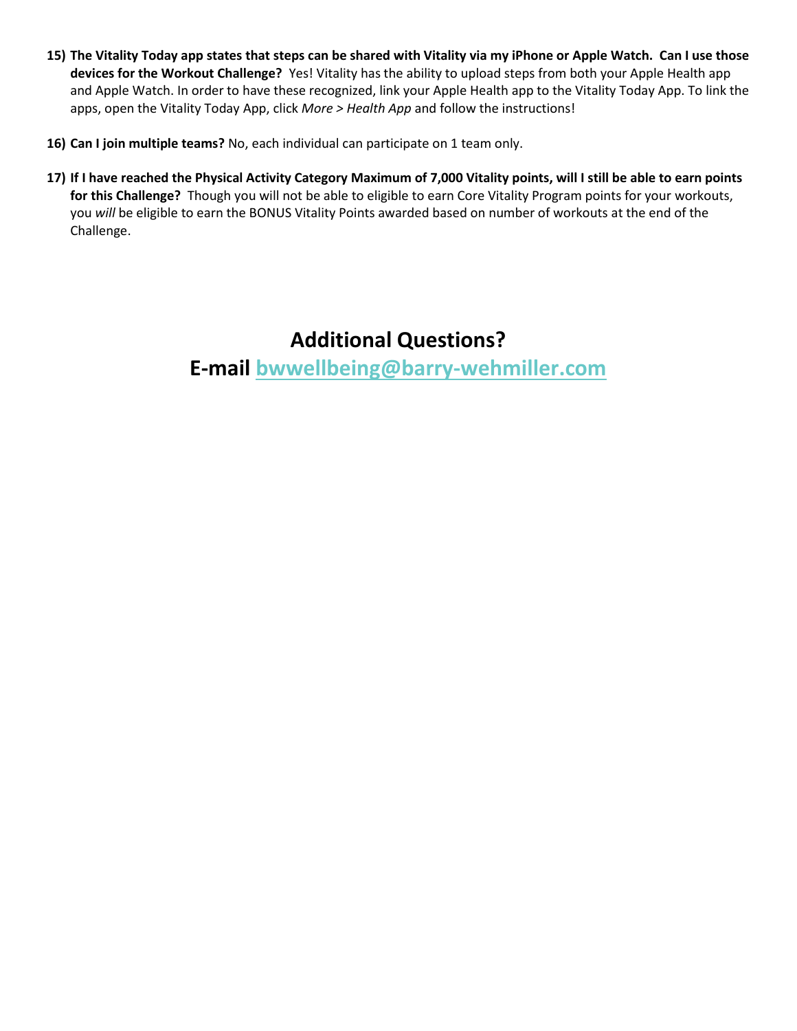15) **The Vitality Today app states that steps can be shared with Vitality via my iPhone or Apple Watch. Can I use those devices for the Workout Challenge?** Yes! Vitality has the ability to upload steps from both your Apple Health app and Apple Watch. In order to have these recognized, link your Apple Health app to the Vitality Today App. To link the apps, open the Vitality Today App, click *More > Health App* and follow the instructions!

16) **Can I join multiple teams?** No, each individual can participate on 1 team only.

17) **If I have reached the Physical Activity Category Maximum of 7,000 Vitality points, will I still be able to earn points for this Challenge?** Though you will not be able to eligible to earn Core Vitality Program points for your workouts, you *will* be eligible to earn the BONUS Vitality Points awarded based on number of workouts at the end of the Challenge.

## Additional Questions?

## E-mail [bwwellbeing@barry-wehmiller.com](mailto:bwwellbeing@barry-wehmiller.com)